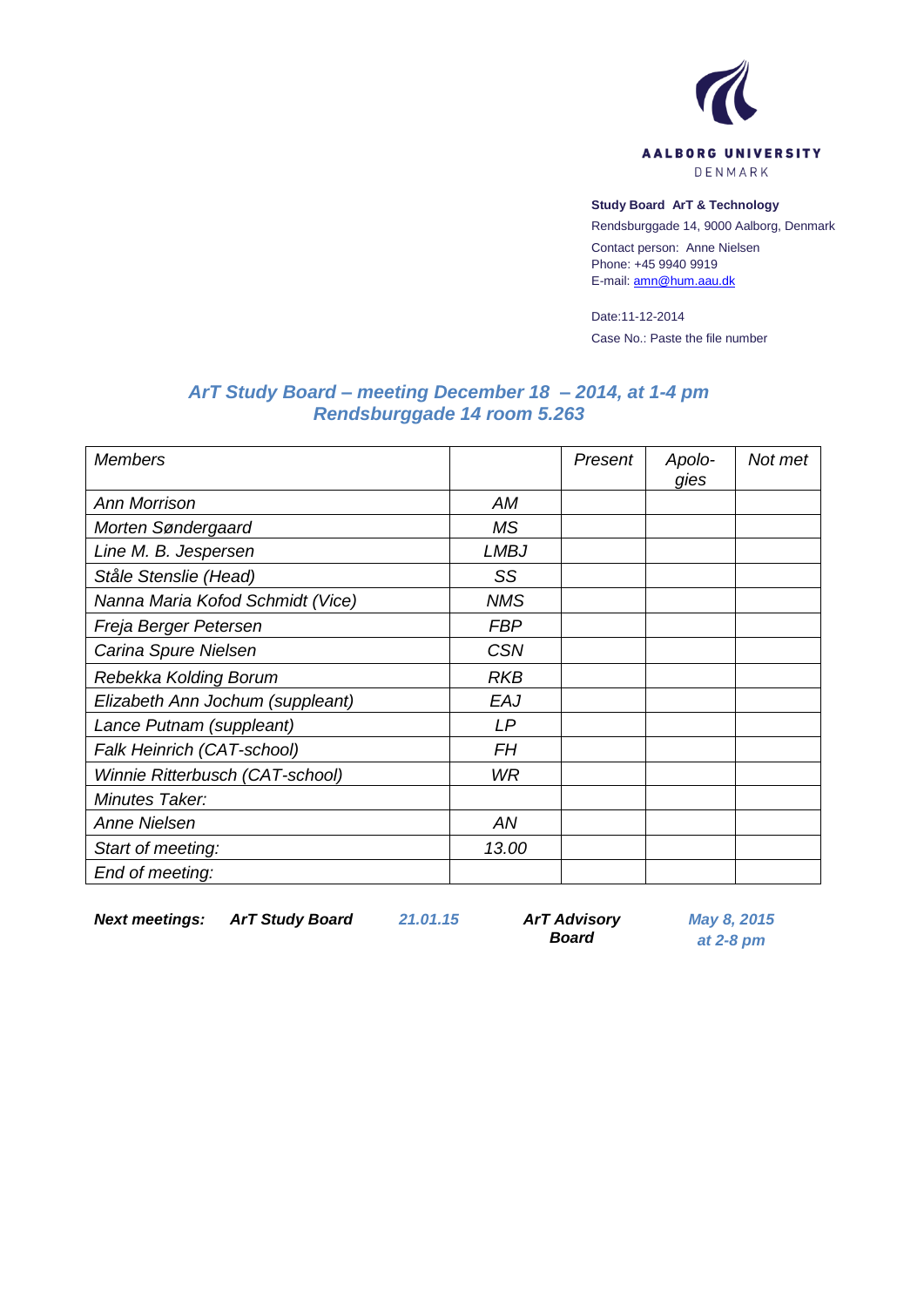AALBORG UNIVERSITY
DENMARK

**Study Board ArT & Technology**
Rendsburggade 14, 9000 Aalborg, Denmark
Contact person: Anne Nielsen
Phone: +45 9940 9919
E-mail: amn@hum.aau.dk

Date:11-12-2014
Case No.: Paste the file number

## *ArT Study Board – meeting December 18 – 2014, at 1-4 pm*
## *Rendsburggade 14 room 5.263*

| *Members* | | *Present* | *Apolo-gies* | *Not met* |
|---|---|---|---|---|
| *Ann Morrison* | *AM* | | | |
| *Morten Søndergaard* | *MS* | | | |
| *Line M. B. Jespersen* | *LMBJ* | | | |
| *Ståle Stenslie (Head)* | *SS* | | | |
| *Nanna Maria Kofod Schmidt (Vice)* | *NMS* | | | |
| *Freja Berger Petersen* | *FBP* | | | |
| *Carina Spure Nielsen* | *CSN* | | | |
| *Rebekka Kolding Borum* | *RKB* | | | |
| *Elizabeth Ann Jochum (suppleant)* | *EAJ* | | | |
| *Lance Putnam (suppleant)* | *LP* | | | |
| *Falk Heinrich (CAT-school)* | *FH* | | | |
| *Winnie Ritterbusch (CAT-school)* | *WR* | | | |
| *Minutes Taker:* | | | | |
| *Anne Nielsen* | *AN* | | | |
| *Start of meeting:* | *13.00* | | | |
| *End of meeting:* | | | | |

| ***Next meetings:*** | ***ArT Study Board*** | ***21.01.15*** | ***ArT Advisory Board*** | ***May 8, 2015 at 2-8 pm*** |
|---|---|---|---|---|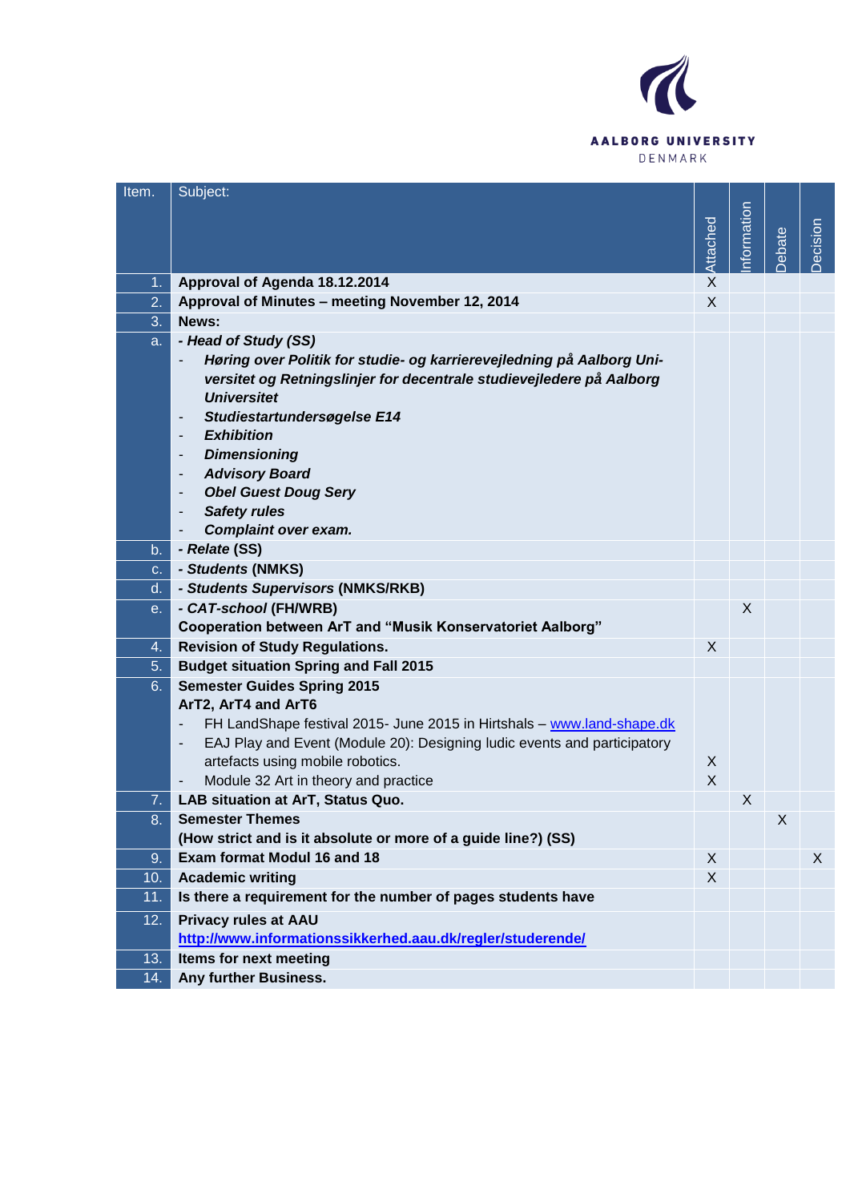AALBORG UNIVERSITY
DENMARK

| Item. | Subject: | Attached | Information | Debate | Decision |
|---|---|---|---|---|---|
| 1. | **Approval of Agenda 18.12.2014** | X | | | |
| 2. | **Approval of Minutes – meeting November 12, 2014** | X | | | |
| 3. | **News:** | | | | |
| a. | ***- Head of Study (SS)***<br>- ***Høring over Politik for studie- og karrierevejledning på Aalborg Universitet og Retningslinjer for decentrale studievejledere på Aalborg Universitet***<br>- ***Studiestartundersøgelse E14***<br>- ***Exhibition***<br>- ***Dimensioning***<br>- ***Advisory Board***<br>- ***Obel Guest Doug Sery***<br>- ***Safety rules***<br>- ***Complaint over exam.*** | | | | |
| b. | ***- Relate* (SS)** | | | | |
| c. | ***- Students* (NMKS)** | | | | |
| d. | ***- Students Supervisors* (NMKS/RKB)** | | | | |
| e. | ***- CAT-school* (FH/WRB)**<br>**Cooperation between ArT and "Musik Konservatoriet Aalborg"** | | X | | |
| 4. | **Revision of Study Regulations.** | X | | | |
| 5. | **Budget situation Spring and Fall 2015** | | | | |
| 6. | **Semester Guides Spring 2015**<br>**ArT2, ArT4 and ArT6**<br>- FH LandShape festival 2015- June 2015 in Hirtshals – www.land-shape.dk<br>- EAJ Play and Event (Module 20): Designing ludic events and participatory artefacts using mobile robotics. X<br>- Module 32 Art in theory and practice X | X | | | |
| 7. | **LAB situation at ArT, Status Quo.** | | X | | |
| 8. | **Semester Themes**<br>**(How strict and is it absolute or more of a guide line?) (SS)** | | | X | |
| 9. | **Exam format Modul 16 and 18** | X | | | X |
| 10. | **Academic writing** | X | | | |
| 11. | **Is there a requirement for the number of pages students have** | | | | |
| 12. | **Privacy rules at AAU**<br>**http://www.informationssikkerhed.aau.dk/regler/studerende/** | | | | |
| 13. | **Items for next meeting** | | | | |
| 14. | **Any further Business.** | | | | |